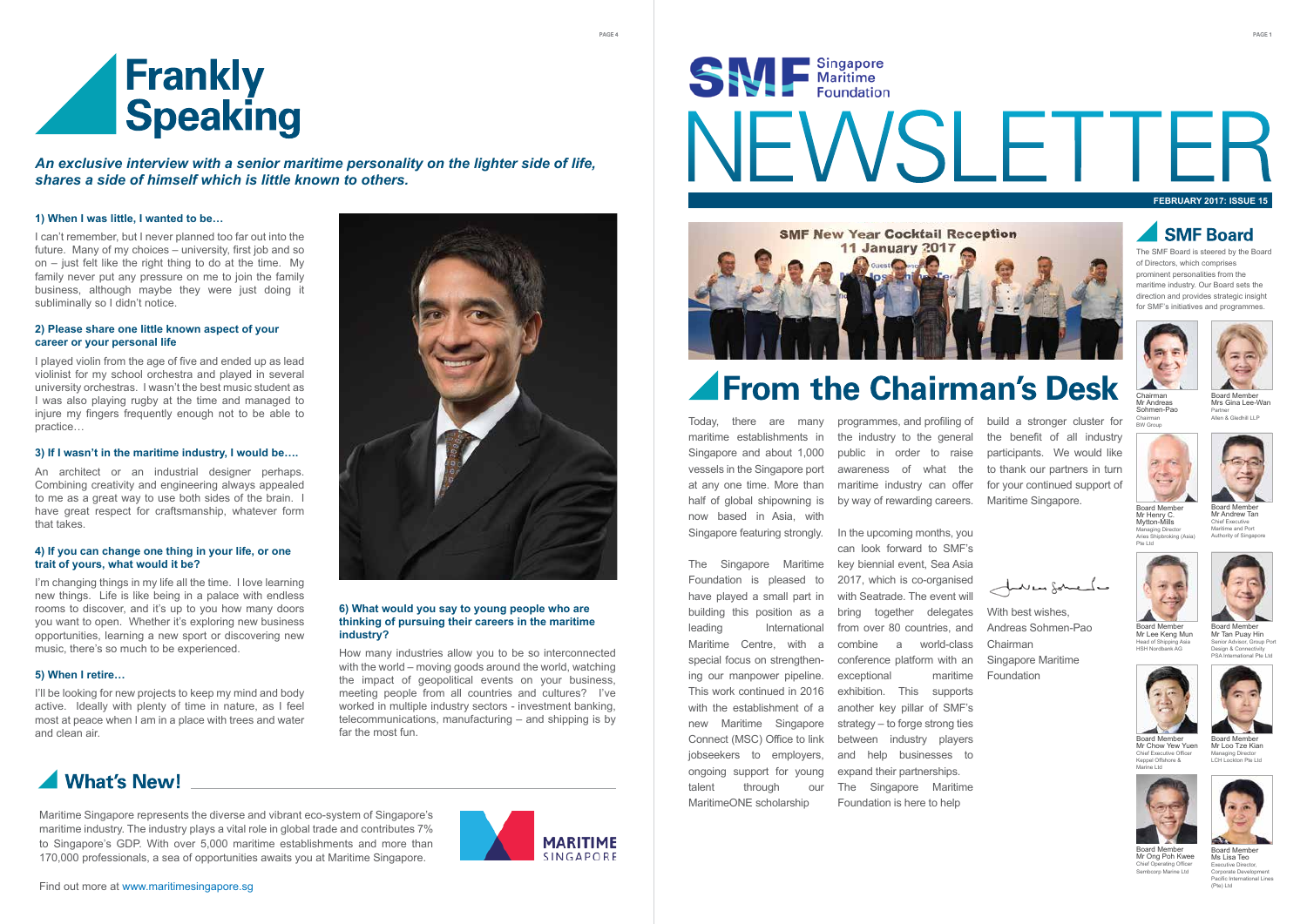# Frankly Speaking

***An exclusive interview with a senior maritime personality on the lighter side of life, shares a side of himself which is little known to others.***

**1) When I was little, I wanted to be…**

I can't remember, but I never planned too far out into the future. Many of my choices – university, first job and so on – just felt like the right thing to do at the time. My family never put any pressure on me to join the family business, although maybe they were just doing it subliminally so I didn't notice.

**2) Please share one little known aspect of your career or your personal life**

I played violin from the age of five and ended up as lead violinist for my school orchestra and played in several university orchestras. I wasn't the best music student as I was also playing rugby at the time and managed to injure my fingers frequently enough not to be able to practice…

**3) If I wasn't in the maritime industry, I would be….**

An architect or an industrial designer perhaps. Combining creativity and engineering always appealed to me as a great way to use both sides of the brain. I have great respect for craftsmanship, whatever form that takes.

**4) If you can change one thing in your life, or one trait of yours, what would it be?**

I'm changing things in my life all the time. I love learning new things. Life is like being in a palace with endless rooms to discover, and it's up to you how many doors you want to open. Whether it's exploring new business opportunities, learning a new sport or discovering new music, there's so much to be experienced.

**5) When I retire…**

I'll be looking for new projects to keep my mind and body active. Ideally with plenty of time in nature, as I feel most at peace when I am in a place with trees and water and clean air.

**6) What would you say to young people who are thinking of pursuing their careers in the maritime industry?**

How many industries allow you to be so interconnected with the world – moving goods around the world, watching the impact of geopolitical events on your business, meeting people from all countries and cultures? I've worked in multiple industry sectors - investment banking, telecommunications, manufacturing – and shipping is by far the most fun.

## What's New!

Maritime Singapore represents the diverse and vibrant eco-system of Singapore's maritime industry. The industry plays a vital role in global trade and contributes 7% to Singapore's GDP. With over 5,000 maritime establishments and more than 170,000 professionals, a sea of opportunities awaits you at Maritime Singapore.

MARITIME SINGAPORE

Find out more at www.maritimesingapore.sg

---

SMF Singapore Maritime Foundation

# NEWSLETTER

**FEBRUARY 2017: ISSUE 15**

SMF New Year Cocktail Reception 11 January 2017

## From the Chairman's Desk

Today, there are many maritime establishments in Singapore and about 1,000 vessels in the Singapore port at any one time. More than half of global shipowning is now based in Asia, with Singapore featuring strongly.

The Singapore Maritime Foundation is pleased to have played a small part in building this position as a leading International Maritime Centre, with a special focus on strengthening our manpower pipeline. This work continued in 2016 with the establishment of a new Maritime Singapore Connect (MSC) Office to link jobseekers to employers, ongoing support for young talent through our MaritimeONE scholarship programmes, and profiling of the industry to the general public in order to raise awareness of what the maritime industry can offer by way of rewarding careers.

In the upcoming months, you can look forward to SMF's key biennial event, Sea Asia 2017, which is co-organised with Seatrade. The event will bring together delegates from over 80 countries, and combine a world-class conference platform with an exceptional maritime exhibition. This supports another key pillar of SMF's strategy – to forge strong ties between industry players and help businesses to expand their partnerships.

The Singapore Maritime Foundation is here to help build a stronger cluster for the benefit of all industry participants. We would like to thank our partners in turn for your continued support of Maritime Singapore.

With best wishes,
Andreas Sohmen-Pao
Chairman
Singapore Maritime Foundation

## SMF Board

The SMF Board is steered by the Board of Directors, which comprises prominent personalities from the maritime industry. Our Board sets the direction and provides strategic insight for SMF's initiatives and programmes.

Chairman
Mr Andreas Sohmen-Pao
Chairman
BW Group

Board Member
Mrs Gina Lee-Wan
Partner
Allen & Gledhill LLP

Board Member
Mr Henry C. Mytton-Mills
Managing Director
Aries Shipbroking (Asia) Pte Ltd

Board Member
Mr Andrew Tan
Chief Executive
Maritime and Port Authority of Singapore

Board Member
Mr Lee Keng Mun
Head of Shipping Asia
HSH Nordbank AG

Board Member
Mr Tan Puay Hin
Senior Advisor, Group Port Design & Connectivity
PSA International Pte Ltd

Board Member
Mr Chow Yew Yuen
Chief Executive Officer
Keppel Offshore & Marine Ltd

Board Member
Mr Loo Tze Kian
Managing Director
LCH Lockton Pte Ltd

Board Member
Mr Ong Poh Kwee
Chief Operating Officer
Sembcorp Marine Ltd

Board Member
Ms Lisa Teo
Executive Director, Corporate Development
Pacific International Lines (Pte) Ltd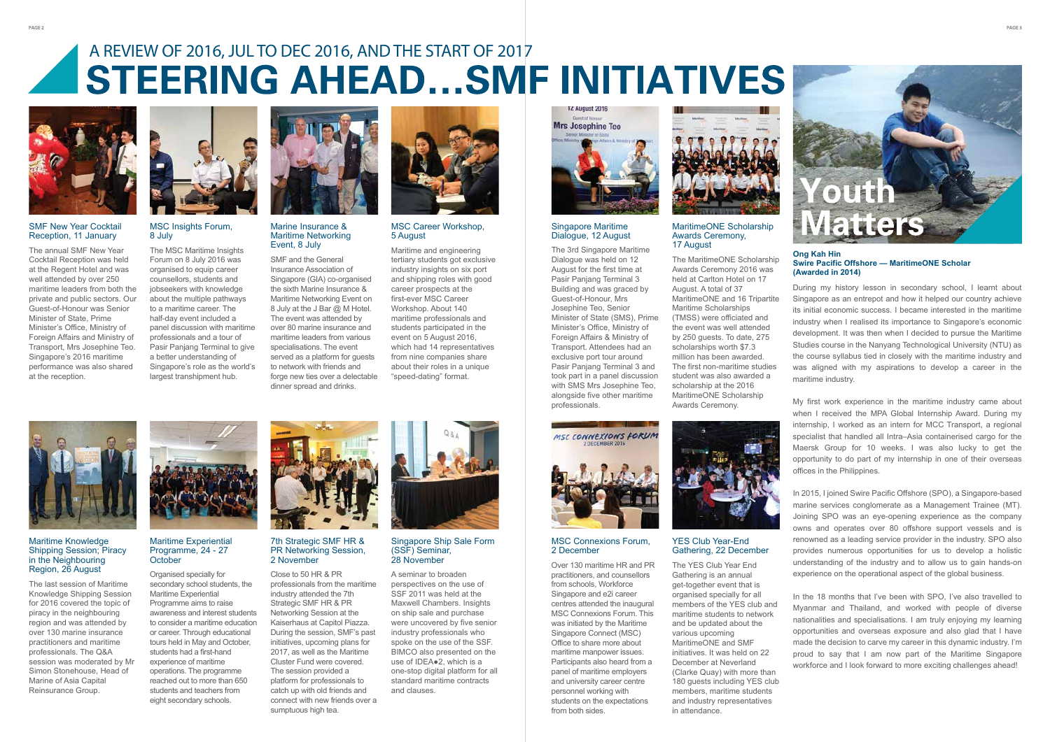## A REVIEW OF 2016, JUL TO DEC 2016, AND THE START OF 2017

# STEERING AHEAD…SMF INITIATIVES

### SMF New Year Cocktail Reception, 11 January

The annual SMF New Year Cocktail Reception was held at the Regent Hotel and was well attended by over 250 maritime leaders from both the private and public sectors. Our Guest-of-Honour was Senior Minister of State, Prime Minister's Office, Ministry of Foreign Affairs and Ministry of Transport, Mrs Josephine Teo. Singapore's 2016 maritime performance was also shared at the reception.

### MSC Insights Forum, 8 July

The MSC Maritime Insights Forum on 8 July 2016 was organised to equip career counsellors, students and jobseekers with knowledge about the multiple pathways to a maritime career. The half-day event included a panel discussion with maritime professionals and a tour of Pasir Panjang Terminal to give a better understanding of Singapore's role as the world's largest transhipment hub.

### Marine Insurance & Maritime Networking Event, 8 July

SMF and the General Insurance Association of Singapore (GIA) co-organised the sixth Marine Insurance & Maritime Networking Event on 8 July at the J Bar @ M Hotel. The event was attended by over 80 marine insurance and maritime leaders from various specialisations. The event served as a platform for guests to network with friends and forge new ties over a delectable dinner spread and drinks.

### MSC Career Workshop, 5 August

Maritime and engineering tertiary students got exclusive industry insights on six port and shipping roles with good career prospects at the first-ever MSC Career Workshop. About 140 maritime professionals and students participated in the event on 5 August 2016, which had 14 representatives from nine companies share about their roles in a unique "speed-dating" format.

### Maritime Knowledge Shipping Session; Piracy in the Neighbouring Region, 26 August

The last session of Maritime Knowledge Shipping Session for 2016 covered the topic of piracy in the neighbouring region and was attended by over 130 marine insurance practitioners and maritime professionals. The Q&A session was moderated by Mr Simon Stonehouse, Head of Marine of Asia Capital Reinsurance Group.

### Maritime Experiential Programme, 24 - 27 October

Organised specially for secondary school students, the Maritime Experiential Programme aims to raise awareness and interest students to consider a maritime education or career. Through educational tours held in May and October, students had a first-hand experience of maritime operations. The programme reached out to more than 650 students and teachers from eight secondary schools.

### 7th Strategic SMF HR & PR Networking Session, 2 November

Close to 50 HR & PR professionals from the maritime industry attended the 7th Strategic SMF HR & PR Networking Session at the Kaiserhaus at Capitol Piazza. During the session, SMF's past initiatives, upcoming plans for 2017, as well as the Maritime Cluster Fund were covered. The session provided a platform for professionals to catch up with old friends and connect with new friends over a sumptuous high tea.

### Singapore Ship Sale Form (SSF) Seminar, 28 November

A seminar to broaden perspectives on the use of SSF 2011 was held at the Maxwell Chambers. Insights on ship sale and purchase were uncovered by five senior industry professionals who spoke on the use of the SSF. BIMCO also presented on the use of IDEA●2, which is a one-stop digital platform for all standard maritime contracts and clauses.

### Singapore Maritime Dialogue, 12 August

The 3rd Singapore Maritime Dialogue was held on 12 August for the first time at Pasir Panjang Terminal 3 Building and was graced by Guest-of-Honour, Mrs Josephine Teo, Senior Minister of State (SMS), Prime Minister's Office, Ministry of Foreign Affairs & Ministry of Transport. Attendees had an exclusive port tour around Pasir Panjang Terminal 3 and took part in a panel discussion with SMS Mrs Josephine Teo, alongside five other maritime professionals.

### MaritimeONE Scholarship Awards Ceremony, 17 August

The MaritimeONE Scholarship Awards Ceremony 2016 was held at Carlton Hotel on 17 August. A total of 37 MaritimeONE and 16 Tripartite Maritime Scholarships (TMSS) were officiated and the event was well attended by 250 guests. To date, 275 scholarships worth $7.3 million has been awarded. The first non-maritime studies student was also awarded a scholarship at the 2016 MaritimeONE Scholarship Awards Ceremony.

### MSC Connexions Forum, 2 December

Over 130 maritime HR and PR practitioners, and counsellors from schools, Workforce Singapore and e2i career centres attended the inaugural MSC Connexions Forum. This was initiated by the Maritime Singapore Connect (MSC) Office to share more about maritime manpower issues. Participants also heard from a panel of maritime employers and university career centre personnel working with students on the expectations from both sides.

### YES Club Year-End Gathering, 22 December

The YES Club Year End Gathering is an annual get-together event that is organised specially for all members of the YES club and maritime students to network and be updated about the various upcoming MaritimeONE and SMF initiatives. It was held on 22 December at Neverland (Clarke Quay) with more than 180 guests including YES club members, maritime students and industry representatives in attendance.

## Youth Matters

**Ong Kah Hin**
**Swire Pacific Offshore — MaritimeONE Scholar (Awarded in 2014)**

During my history lesson in secondary school, I learnt about Singapore as an entrepot and how it helped our country achieve its initial economic success. I became interested in the maritime industry when I realised its importance to Singapore's economic development. It was then when I decided to pursue the Maritime Studies course in the Nanyang Technological University (NTU) as the course syllabus tied in closely with the maritime industry and was aligned with my aspirations to develop a career in the maritime industry.

My first work experience in the maritime industry came about when I received the MPA Global Internship Award. During my internship, I worked as an intern for MCC Transport, a regional specialist that handled all Intra–Asia containerised cargo for the Maersk Group for 10 weeks. I was also lucky to get the opportunity to do part of my internship in one of their overseas offices in the Philippines.

In 2015, I joined Swire Pacific Offshore (SPO), a Singapore-based marine services conglomerate as a Management Trainee (MT). Joining SPO was an eye-opening experience as the company owns and operates over 80 offshore support vessels and is renowned as a leading service provider in the industry. SPO also provides numerous opportunities for us to develop a holistic understanding of the industry and to allow us to gain hands-on experience on the operational aspect of the global business.

In the 18 months that I've been with SPO, I've also travelled to Myanmar and Thailand, and worked with people of diverse nationalities and specialisations. I am truly enjoying my learning opportunities and overseas exposure and also glad that I have made the decision to carve my career in this dynamic industry. I'm proud to say that I am now part of the Maritime Singapore workforce and I look forward to more exciting challenges ahead!